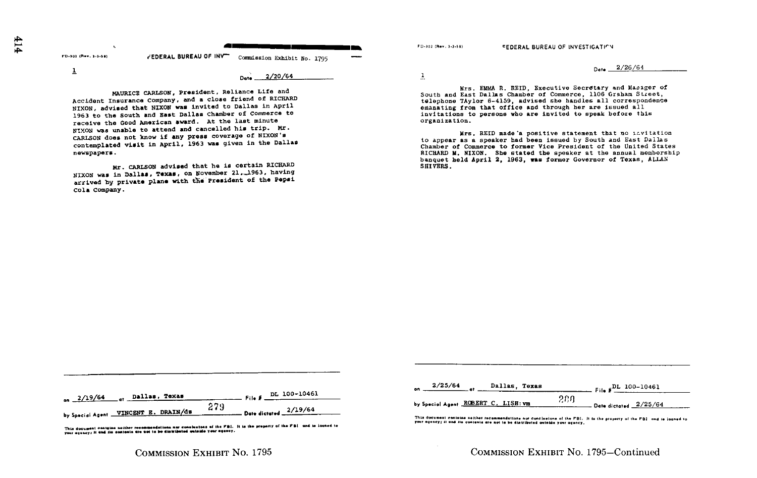FD-302 (Rev. 3-3-59)

FEDERAL BUREAU OF INVESTIGATION

Commission Exhibit No. 1795

1

Date 2/20/64

MAURICE CARLSON, President, Reliance Life and Accident Insurance Company, and a close friend of RICHARD NIXON, advised that NIXON was invited to Dallas in April 1963 to the South and East Dallas Chamber of Commerce to receive the Good American award. At the last minute NIXON was unable to attend and cancelled his trip. Mr. CARLSON does not know if any press coverage of NIXON's contemplated visit in April, 1963 was given in the Dallas newspapers.

Mr. CARLSON advised that he is certain RICHARD NIXON was in Dallas, Texas, on November 21, 1963, having arrived by private plane with the President of the Pepsi Cola Company.

on 2/19/64 at Dallas, Texas File # DL 100-10461

by Special Agent VINCENT E. DRAIN/ds Date dictated 2/19/64

279

This document contains neither recommendations nor conclusions of the FBI. It is the property of the FBI and is loaned to your agency; it and its contents are not to be distributed outside your agency.

COMMISSION EXHIBIT No. 1795

---

FD-302 (Rev. 3-3-59)

FEDERAL BUREAU OF INVESTIGATION

1

Date 2/26/64

Mrs. EMMA R. REID, Executive Secretary and Manager of South and East Dallas Chamber of Commerce, 1106 Graham Street, telephone TAylor 6-4159, advised she handles all correspondence emanating from that office and through her are issued all invitations to persons who are invited to speak before this organization.

Mrs. REID made a positive statement that no invitation to appear as a speaker had been issued by South and East Dallas Chamber of Commerce to former Vice President of the United States RICHARD M. NIXON. She stated the speaker at the annual membership banquet held April 2, 1963, was former Governor of Texas, ALLAN SHIVERS.

on 2/25/64 at Dallas, Texas File # DL 100-10461

by Special Agent ROBERT C. LISH:vm Date dictated 2/25/64

280

This document contains neither recommendations nor conclusions of the FBI. It is the property of the FBI and is loaned to your agency; it and its contents are not to be distributed outside your agency.

COMMISSION EXHIBIT No. 1795—Continued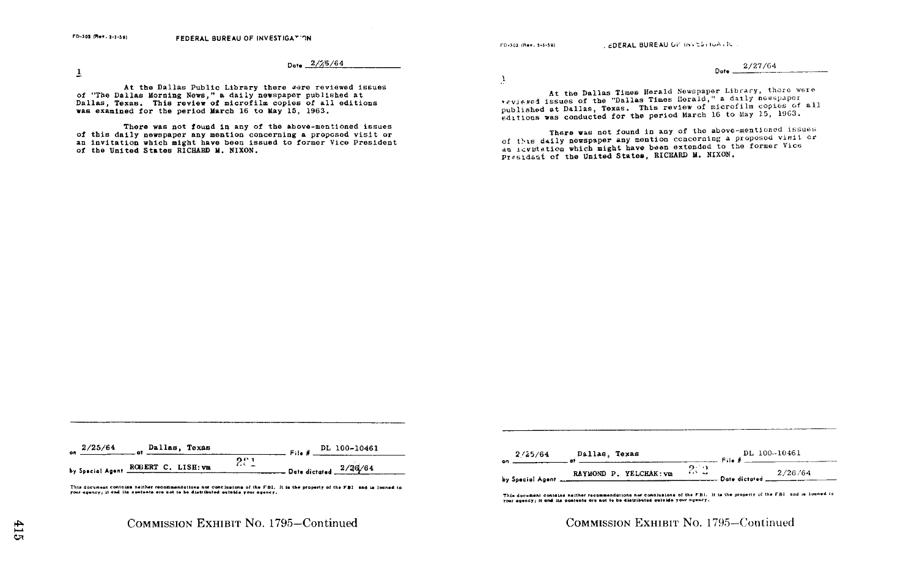FD-302 (Rev. 3-1-59)

**FEDERAL BUREAU OF INVESTIGATION**

Date 2/25/64

1

At the Dallas Public Library there were reviewed issues of "The Dallas Morning News," a daily newspaper published at Dallas, Texas. This review of microfilm copies of all editions was examined for the period March 16 to May 15, 1963.

There was not found in any of the above-mentioned issues of this daily newspaper any mention concerning a proposed visit or an invitation which might have been issued to former Vice President of the United States RICHARD M. NIXON.

on 2/25/64 at Dallas, Texas File # DL 100-10461

by Special Agent ROBERT C. LISH:vm 281 Date dictated 2/26/64

This document contains neither recommendations nor conclusions of the FBI. It is the property of the FBI and is loaned to your agency; it and its contents are not to be distributed outside your agency.

COMMISSION EXHIBIT No. 1795—Continued

FD-302 (Rev. 3-1-59)

**FEDERAL BUREAU OF INVESTIGATION**

Date 2/27/64

1

At the Dallas Times Herald Newspaper Library, there were reviewed issues of the "Dallas Times Herald," a daily newspaper published at Dallas, Texas. This review of microfilm copies of all editions was conducted for the period March 16 to May 15, 1963.

There was not found in any of the above-mentioned issues of this daily newspaper any mention concerning a proposed visit or an invitation which might have been extended to the former Vice President of the United States, RICHARD M. NIXON.

on 2/25/64 at Dallas, Texas File # DL 100-10461

by Special Agent RAYMOND P. YELCHAK:vm 282 Date dictated 2/26/64

This document contains neither recommendations nor conclusions of the FBI. It is the property of the FBI and is loaned to your agency; it and its contents are not to be distributed outside your agency.

COMMISSION EXHIBIT No. 1795—Continued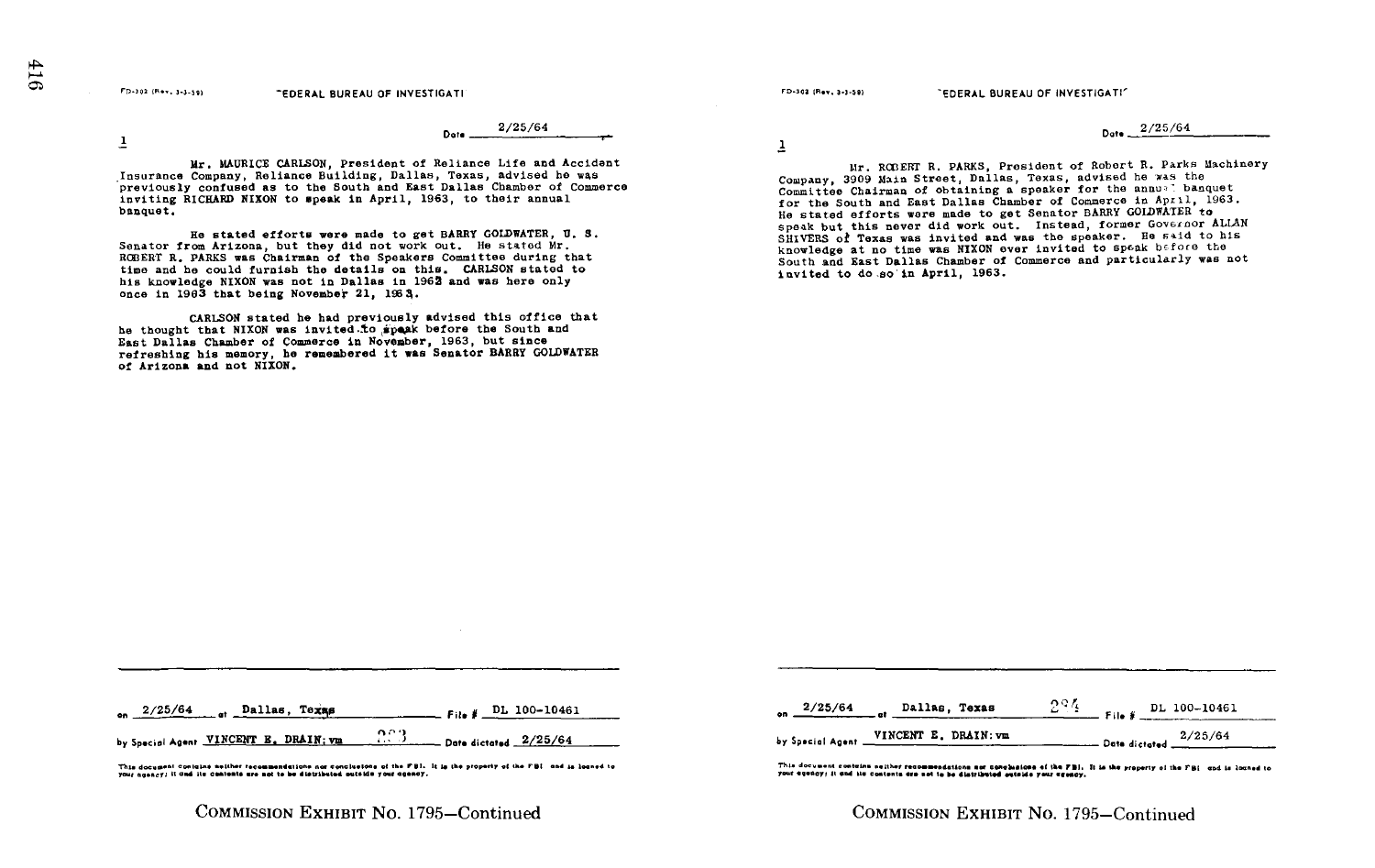FD-302 (Rev. 3-3-59)

FEDERAL BUREAU OF INVESTIGATI

Date 2/25/64

1

Mr. MAURICE CARLSON, President of Reliance Life and Accident Insurance Company, Reliance Building, Dallas, Texas, advised he was previously confused as to the South and East Dallas Chamber of Commerce inviting RICHARD NIXON to speak in April, 1963, to their annual banquet.

He stated efforts were made to get BARRY GOLDWATER, U. S. Senator from Arizona, but they did not work out. He stated Mr. ROBERT R. PARKS was Chairman of the Speakers Committee during that time and he could furnish the details on this. CARLSON stated to his knowledge NIXON was not in Dallas in 1962 and was here only once in 1963 that being November 21, 1963.

CARLSON stated he had previously advised this office that he thought that NIXON was invited to speak before the South and East Dallas Chamber of Commerce in November, 1963, but since refreshing his memory, he remembered it was Senator BARRY GOLDWATER of Arizona and not NIXON.

on 2/25/64 at Dallas, Texas File # DL 100-10461

by Special Agent VINCENT E. DRAIN:vm 293 Date dictated 2/25/64

This document contains neither recommendations nor conclusions of the FBI. It is the property of the FBI and is loaned to your agency; it and its contents are not to be distributed outside your agency.

COMMISSION EXHIBIT No. 1795—Continued

FD-302 (Rev. 3-3-59)

FEDERAL BUREAU OF INVESTIGATI

Date 2/25/64

1

Mr. ROBERT R. PARKS, President of Robert R. Parks Machinery Company, 3909 Main Street, Dallas, Texas, advised he was the Committee Chairman of obtaining a speaker for the annual banquet for the South and East Dallas Chamber of Commerce in April, 1963. He stated efforts were made to get Senator BARRY GOLDWATER to speak but this never did work out. Instead, former Governor ALLAN SHIVERS of Texas was invited and was the speaker. He said to his knowledge at no time was NIXON ever invited to speak before the South and East Dallas Chamber of Commerce and particularly was not invited to do so in April, 1963.

on 2/25/64 at Dallas, Texas 294 File # DL 100-10461

by Special Agent VINCENT E. DRAIN:vm Date dictated 2/25/64

This document contains neither recommendations nor conclusions of the FBI. It is the property of the FBI and is loaned to your agency; it and its contents are not to be distributed outside your agency.

COMMISSION EXHIBIT No. 1795—Continued